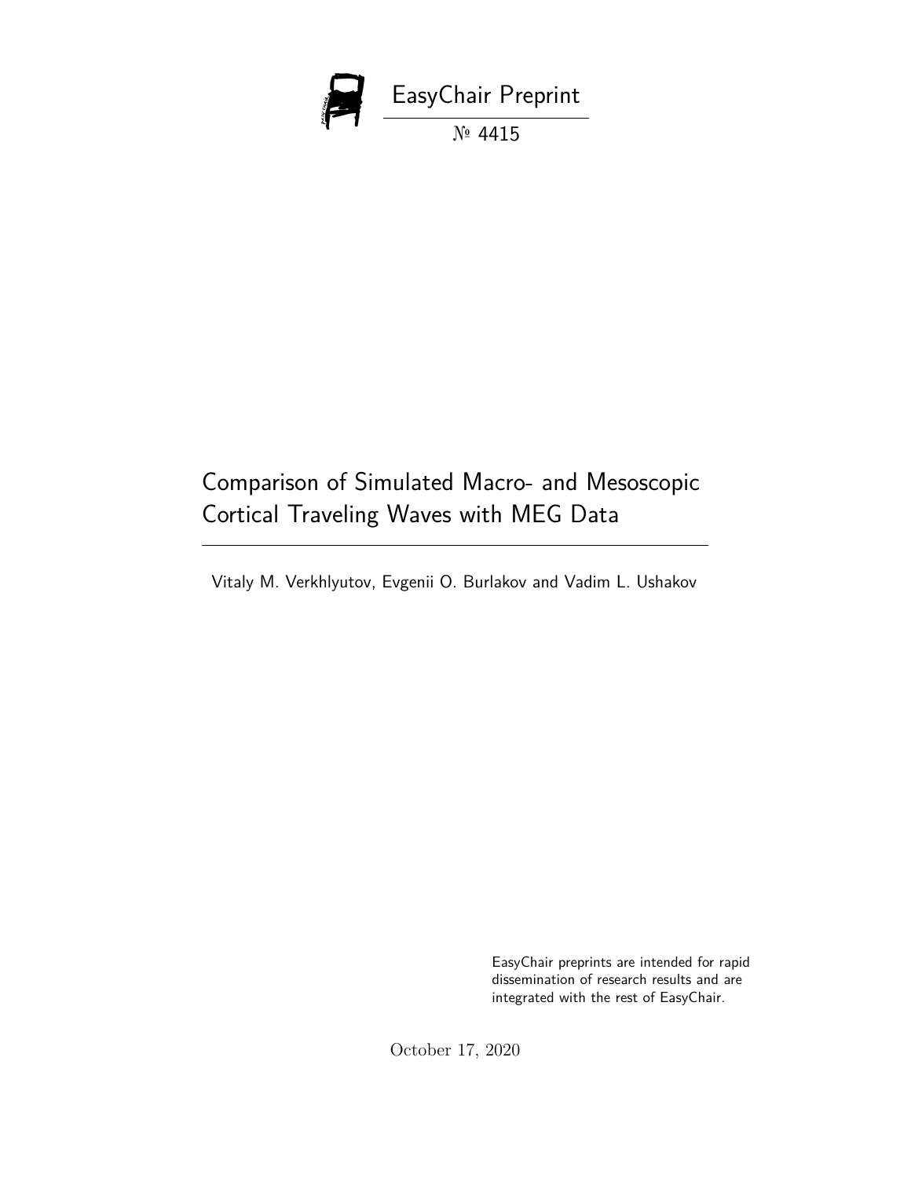EasyChair Preprint

№ 4415

# Comparison of Simulated Macro- and Mesoscopic Cortical Traveling Waves with MEG Data

Vitaly M. Verkhlyutov, Evgenii O. Burlakov and Vadim L. Ushakov

EasyChair preprints are intended for rapid dissemination of research results and are integrated with the rest of EasyChair.

October 17, 2020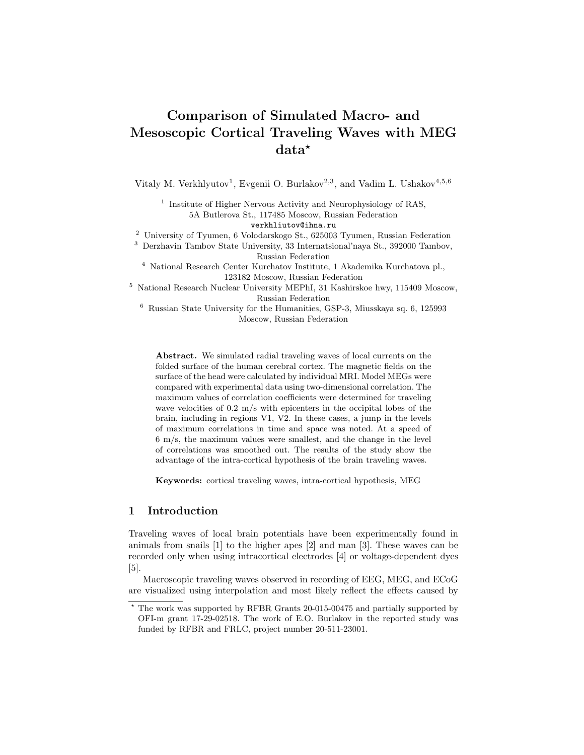# Comparison of Simulated Macro- and Mesoscopic Cortical Traveling Waves with MEG data*

Vitaly M. Verkhlyutov[1], Evgenii O. Burlakov[2,3], and Vadim L. Ushakov[4,5,6]

[1] Institute of Higher Nervous Activity and Neurophysiology of RAS, 5A Butlerova St., 117485 Moscow, Russian Federation
verkhliutov@ihna.ru

[2] University of Tyumen, 6 Volodarskogo St., 625003 Tyumen, Russian Federation

[3] Derzhavin Tambov State University, 33 Internatsional'naya St., 392000 Tambov, Russian Federation

[4] National Research Center Kurchatov Institute, 1 Akademika Kurchatova pl., 123182 Moscow, Russian Federation

[5] National Research Nuclear University MEPhI, 31 Kashirskoe hwy, 115409 Moscow, Russian Federation

[6] Russian State University for the Humanities, GSP-3, Miusskaya sq. 6, 125993 Moscow, Russian Federation

**Abstract.** We simulated radial traveling waves of local currents on the folded surface of the human cerebral cortex. The magnetic fields on the surface of the head were calculated by individual MRI. Model MEGs were compared with experimental data using two-dimensional correlation. The maximum values of correlation coefficients were determined for traveling wave velocities of 0.2 m/s with epicenters in the occipital lobes of the brain, including in regions V1, V2. In these cases, a jump in the levels of maximum correlations in time and space was noted. At a speed of 6 m/s, the maximum values were smallest, and the change in the level of correlations was smoothed out. The results of the study show the advantage of the intra-cortical hypothesis of the brain traveling waves.

**Keywords:** cortical traveling waves, intra-cortical hypothesis, MEG

## 1 Introduction

Traveling waves of local brain potentials have been experimentally found in animals from snails [1] to the higher apes [2] and man [3]. These waves can be recorded only when using intracortical electrodes [4] or voltage-dependent dyes [5].

Macroscopic traveling waves observed in recording of EEG, MEG, and ECoG are visualized using interpolation and most likely reflect the effects caused by

* The work was supported by RFBR Grants 20-015-00475 and partially supported by OFI-m grant 17-29-02518. The work of E.O. Burlakov in the reported study was funded by RFBR and FRLC, project number 20-511-23001.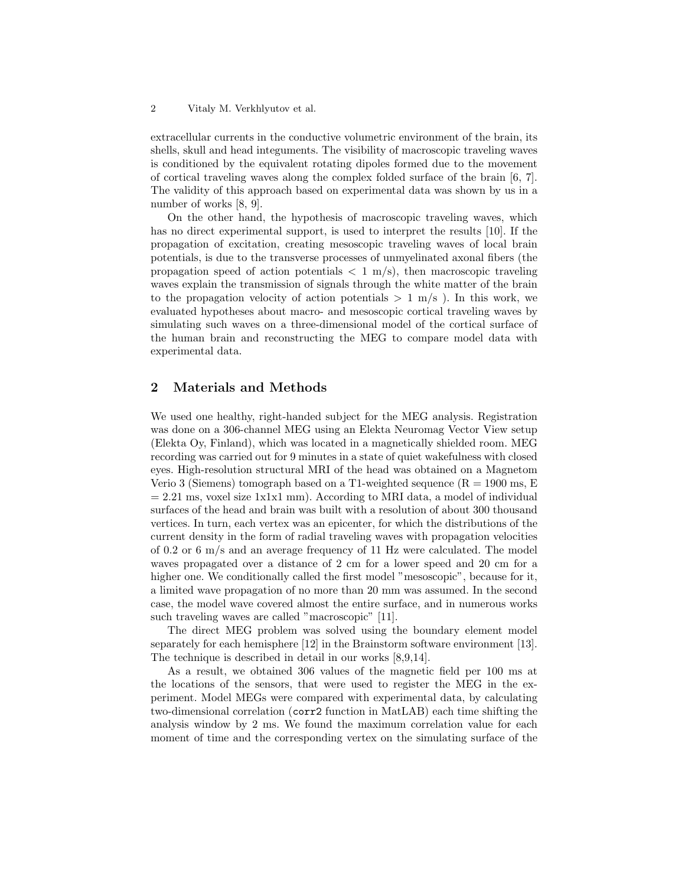extracellular currents in the conductive volumetric environment of the brain, its shells, skull and head integuments. The visibility of macroscopic traveling waves is conditioned by the equivalent rotating dipoles formed due to the movement of cortical traveling waves along the complex folded surface of the brain [6, 7]. The validity of this approach based on experimental data was shown by us in a number of works [8, 9].

On the other hand, the hypothesis of macroscopic traveling waves, which has no direct experimental support, is used to interpret the results [10]. If the propagation of excitation, creating mesoscopic traveling waves of local brain potentials, is due to the transverse processes of unmyelinated axonal fibers (the propagation speed of action potentials $< 1$ m/s), then macroscopic traveling waves explain the transmission of signals through the white matter of the brain to the propagation velocity of action potentials $> 1$ m/s ). In this work, we evaluated hypotheses about macro- and mesoscopic cortical traveling waves by simulating such waves on a three-dimensional model of the cortical surface of the human brain and reconstructing the MEG to compare model data with experimental data.

## 2 Materials and Methods

We used one healthy, right-handed subject for the MEG analysis. Registration was done on a 306-channel MEG using an Elekta Neuromag Vector View setup (Elekta Oy, Finland), which was located in a magnetically shielded room. MEG recording was carried out for 9 minutes in a state of quiet wakefulness with closed eyes. High-resolution structural MRI of the head was obtained on a Magnetom Verio 3 (Siemens) tomograph based on a T1-weighted sequence (R = 1900 ms, E = 2.21 ms, voxel size 1x1x1 mm). According to MRI data, a model of individual surfaces of the head and brain was built with a resolution of about 300 thousand vertices. In turn, each vertex was an epicenter, for which the distributions of the current density in the form of radial traveling waves with propagation velocities of 0.2 or 6 m/s and an average frequency of 11 Hz were calculated. The model waves propagated over a distance of 2 cm for a lower speed and 20 cm for a higher one. We conditionally called the first model "mesoscopic", because for it, a limited wave propagation of no more than 20 mm was assumed. In the second case, the model wave covered almost the entire surface, and in numerous works such traveling waves are called "macroscopic" [11].

The direct MEG problem was solved using the boundary element model separately for each hemisphere [12] in the Brainstorm software environment [13]. The technique is described in detail in our works [8,9,14].

As a result, we obtained 306 values of the magnetic field per 100 ms at the locations of the sensors, that were used to register the MEG in the experiment. Model MEGs were compared with experimental data, by calculating two-dimensional correlation (`corr2` function in MatLAB) each time shifting the analysis window by 2 ms. We found the maximum correlation value for each moment of time and the corresponding vertex on the simulating surface of the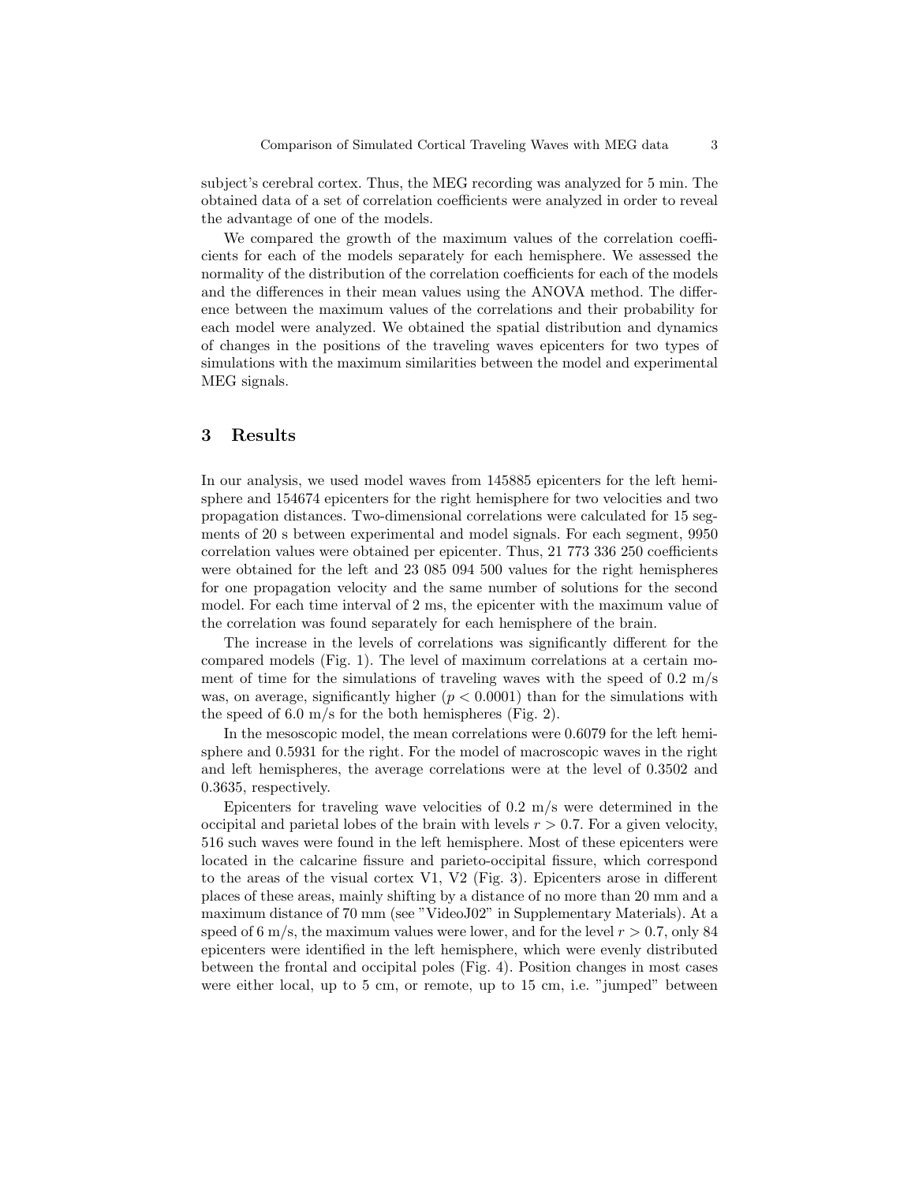subject's cerebral cortex. Thus, the MEG recording was analyzed for 5 min. The obtained data of a set of correlation coefficients were analyzed in order to reveal the advantage of one of the models.

We compared the growth of the maximum values of the correlation coefficients for each of the models separately for each hemisphere. We assessed the normality of the distribution of the correlation coefficients for each of the models and the differences in their mean values using the ANOVA method. The difference between the maximum values of the correlations and their probability for each model were analyzed. We obtained the spatial distribution and dynamics of changes in the positions of the traveling waves epicenters for two types of simulations with the maximum similarities between the model and experimental MEG signals.

## 3 Results

In our analysis, we used model waves from 145885 epicenters for the left hemisphere and 154674 epicenters for the right hemisphere for two velocities and two propagation distances. Two-dimensional correlations were calculated for 15 segments of 20 s between experimental and model signals. For each segment, 9950 correlation values were obtained per epicenter. Thus, 21 773 336 250 coefficients were obtained for the left and 23 085 094 500 values for the right hemispheres for one propagation velocity and the same number of solutions for the second model. For each time interval of 2 ms, the epicenter with the maximum value of the correlation was found separately for each hemisphere of the brain.

The increase in the levels of correlations was significantly different for the compared models (Fig. 1). The level of maximum correlations at a certain moment of time for the simulations of traveling waves with the speed of 0.2 m/s was, on average, significantly higher ($p < 0.0001$) than for the simulations with the speed of 6.0 m/s for the both hemispheres (Fig. 2).

In the mesoscopic model, the mean correlations were 0.6079 for the left hemisphere and 0.5931 for the right. For the model of macroscopic waves in the right and left hemispheres, the average correlations were at the level of 0.3502 and 0.3635, respectively.

Epicenters for traveling wave velocities of 0.2 m/s were determined in the occipital and parietal lobes of the brain with levels $r > 0.7$. For a given velocity, 516 such waves were found in the left hemisphere. Most of these epicenters were located in the calcarine fissure and parieto-occipital fissure, which correspond to the areas of the visual cortex V1, V2 (Fig. 3). Epicenters arose in different places of these areas, mainly shifting by a distance of no more than 20 mm and a maximum distance of 70 mm (see "VideoJ02" in Supplementary Materials). At a speed of 6 m/s, the maximum values were lower, and for the level $r > 0.7$, only 84 epicenters were identified in the left hemisphere, which were evenly distributed between the frontal and occipital poles (Fig. 4). Position changes in most cases were either local, up to 5 cm, or remote, up to 15 cm, i.e. "jumped" between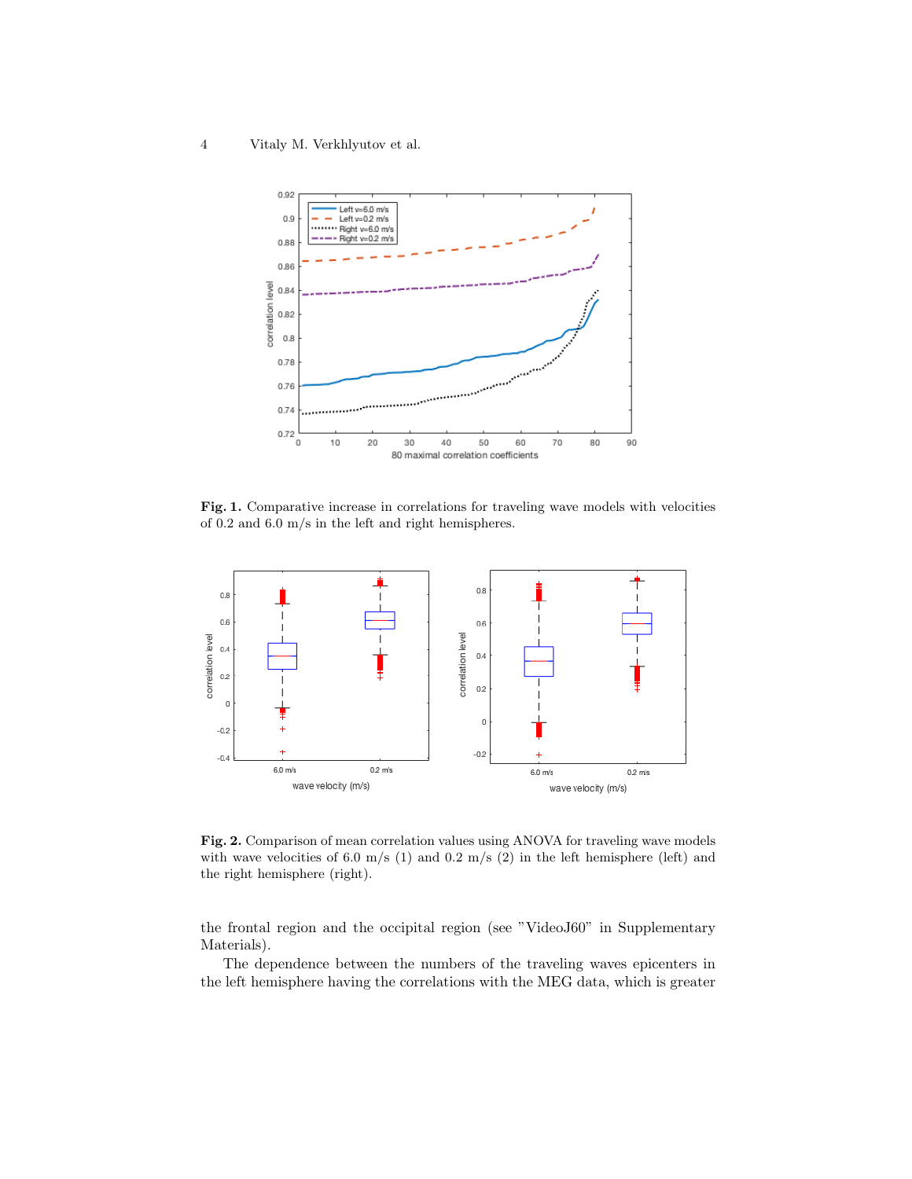**Fig. 1.** Comparative increase in correlations for traveling wave models with velocities of 0.2 and 6.0 m/s in the left and right hemispheres.

**Fig. 2.** Comparison of mean correlation values using ANOVA for traveling wave models with wave velocities of 6.0 m/s (1) and 0.2 m/s (2) in the left hemisphere (left) and the right hemisphere (right).

the frontal region and the occipital region (see "VideoJ60" in Supplementary Materials).

The dependence between the numbers of the traveling waves epicenters in the left hemisphere having the correlations with the MEG data, which is greater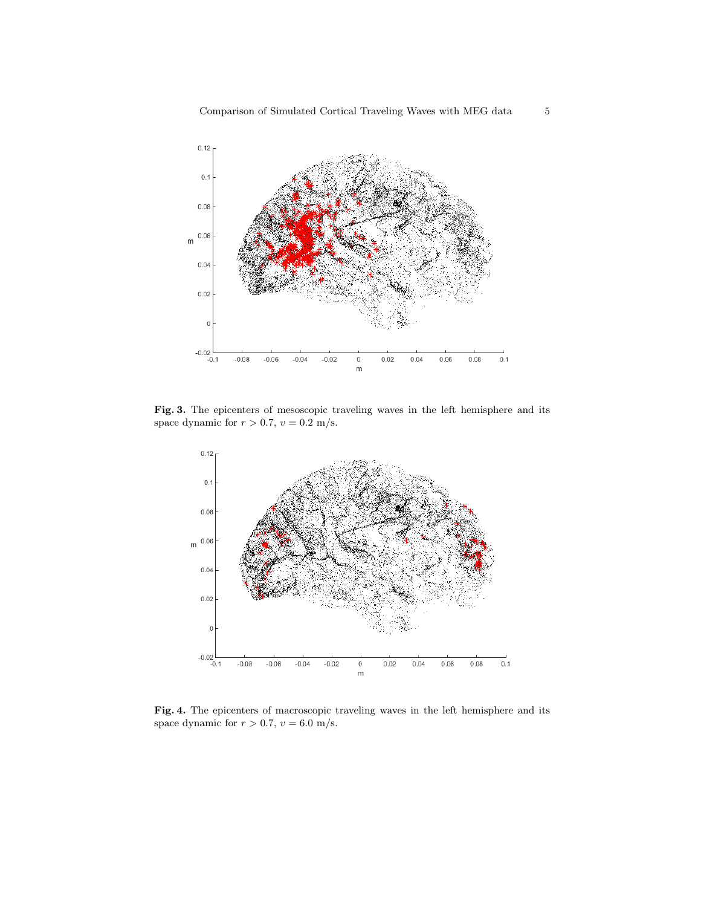**Fig. 3.** The epicenters of mesoscopic traveling waves in the left hemisphere and its space dynamic for $r > 0.7$, $v = 0.2$ m/s.

**Fig. 4.** The epicenters of macroscopic traveling waves in the left hemisphere and its space dynamic for $r > 0.7$, $v = 6.0$ m/s.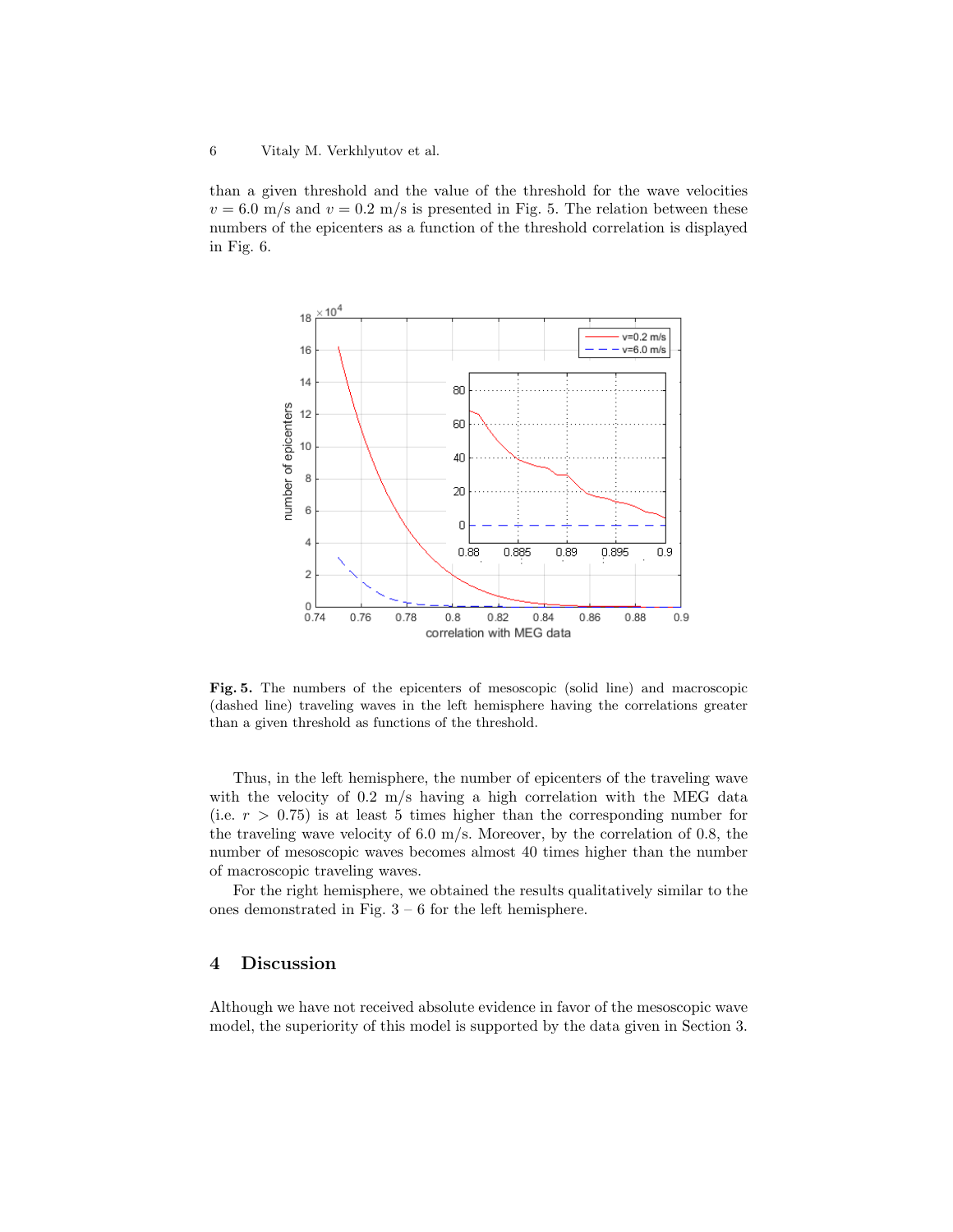than a given threshold and the value of the threshold for the wave velocities $v = 6.0$ m/s and $v = 0.2$ m/s is presented in Fig. 5. The relation between these numbers of the epicenters as a function of the threshold correlation is displayed in Fig. 6.

**Fig. 5.** The numbers of the epicenters of mesoscopic (solid line) and macroscopic (dashed line) traveling waves in the left hemisphere having the correlations greater than a given threshold as functions of the threshold.

Thus, in the left hemisphere, the number of epicenters of the traveling wave with the velocity of 0.2 m/s having a high correlation with the MEG data (i.e. $r > 0.75$) is at least 5 times higher than the corresponding number for the traveling wave velocity of 6.0 m/s. Moreover, by the correlation of 0.8, the number of mesoscopic waves becomes almost 40 times higher than the number of macroscopic traveling waves.

For the right hemisphere, we obtained the results qualitatively similar to the ones demonstrated in Fig. 3 – 6 for the left hemisphere.

## 4 Discussion

Although we have not received absolute evidence in favor of the mesoscopic wave model, the superiority of this model is supported by the data given in Section 3.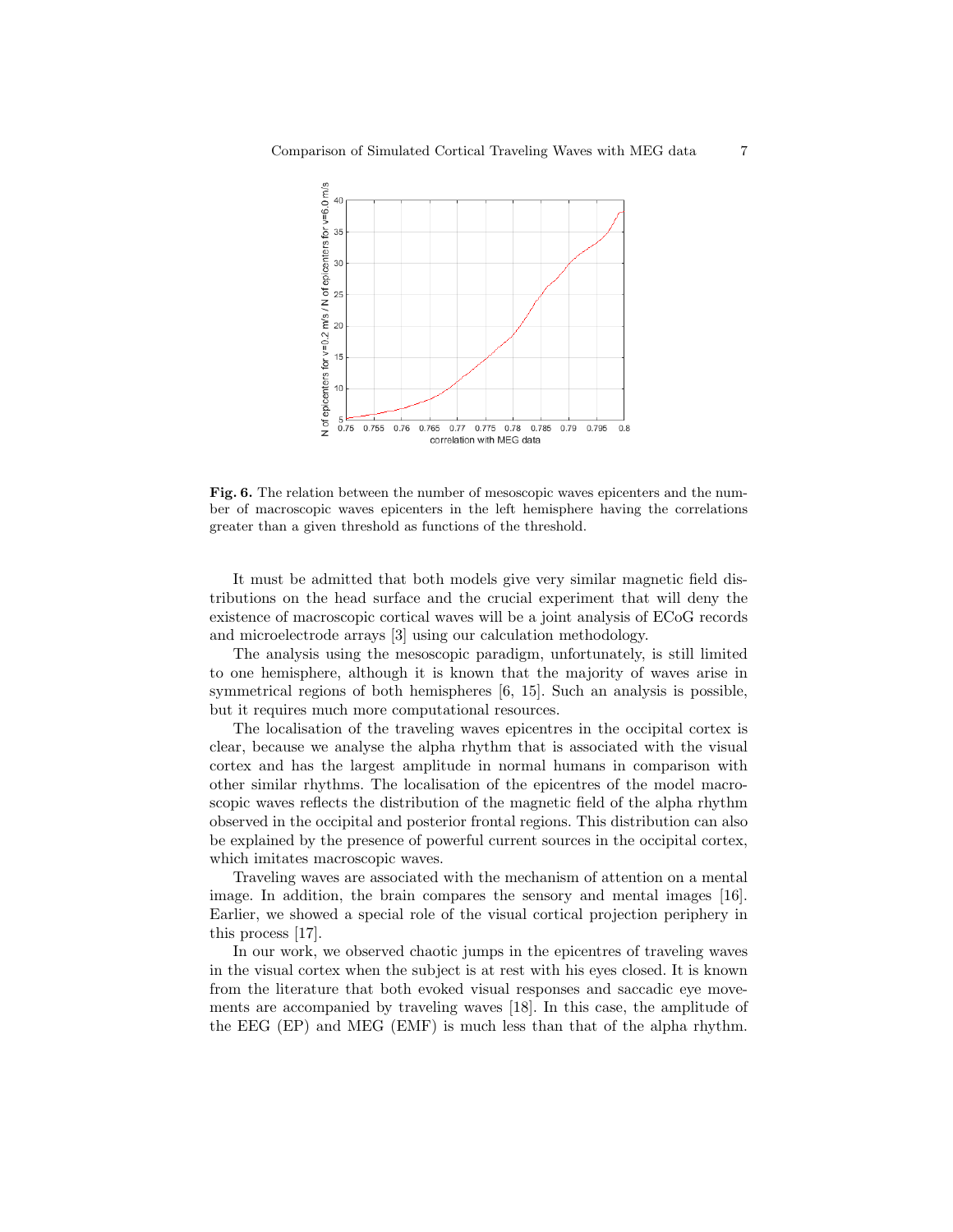**Fig. 6.** The relation between the number of mesoscopic waves epicenters and the number of macroscopic waves epicenters in the left hemisphere having the correlations greater than a given threshold as functions of the threshold.

It must be admitted that both models give very similar magnetic field distributions on the head surface and the crucial experiment that will deny the existence of macroscopic cortical waves will be a joint analysis of ECoG records and microelectrode arrays [3] using our calculation methodology.

The analysis using the mesoscopic paradigm, unfortunately, is still limited to one hemisphere, although it is known that the majority of waves arise in symmetrical regions of both hemispheres [6, 15]. Such an analysis is possible, but it requires much more computational resources.

The localisation of the traveling waves epicentres in the occipital cortex is clear, because we analyse the alpha rhythm that is associated with the visual cortex and has the largest amplitude in normal humans in comparison with other similar rhythms. The localisation of the epicentres of the model macroscopic waves reflects the distribution of the magnetic field of the alpha rhythm observed in the occipital and posterior frontal regions. This distribution can also be explained by the presence of powerful current sources in the occipital cortex, which imitates macroscopic waves.

Traveling waves are associated with the mechanism of attention on a mental image. In addition, the brain compares the sensory and mental images [16]. Earlier, we showed a special role of the visual cortical projection periphery in this process [17].

In our work, we observed chaotic jumps in the epicentres of traveling waves in the visual cortex when the subject is at rest with his eyes closed. It is known from the literature that both evoked visual responses and saccadic eye movements are accompanied by traveling waves [18]. In this case, the amplitude of the EEG (EP) and MEG (EMF) is much less than that of the alpha rhythm.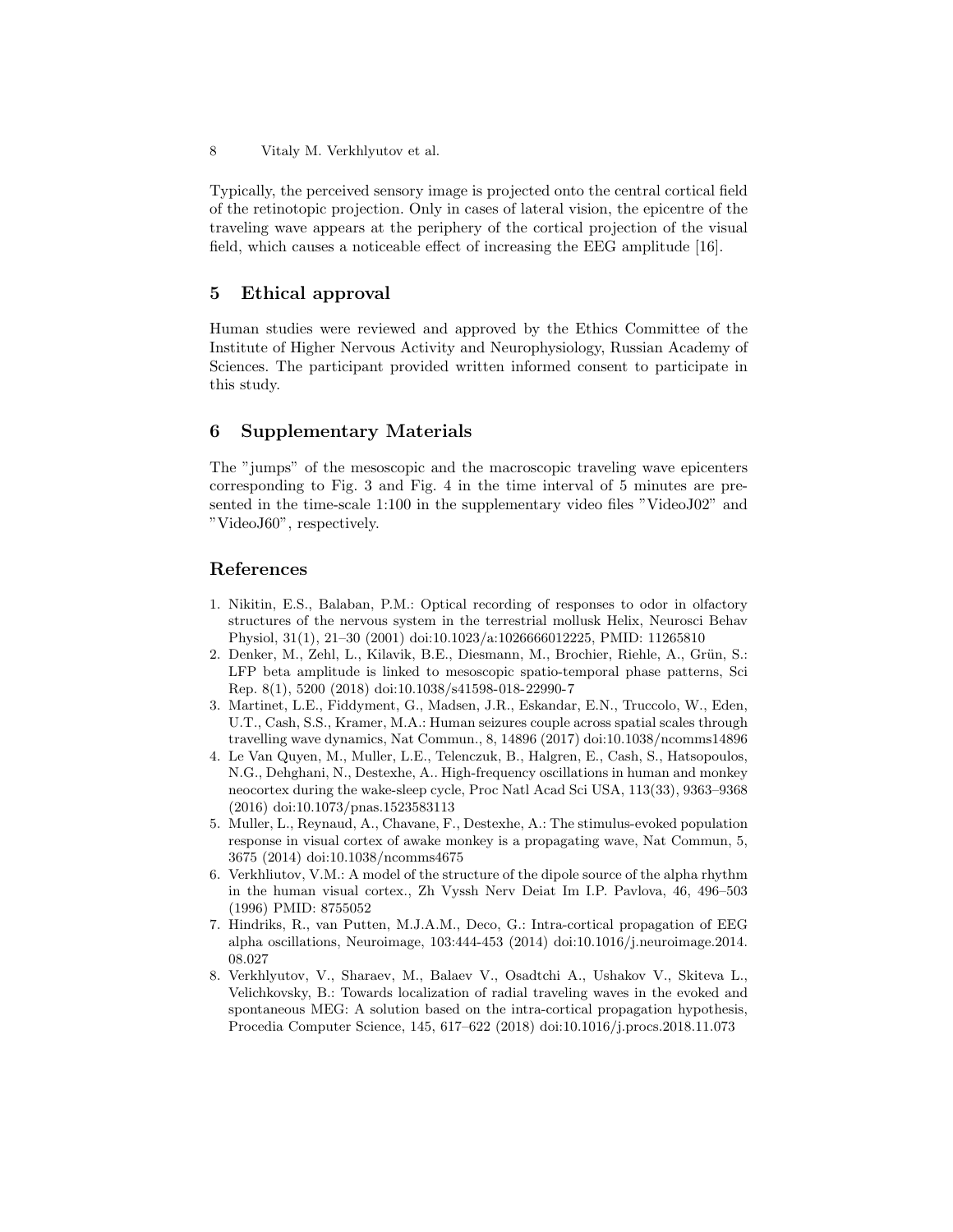Typically, the perceived sensory image is projected onto the central cortical field of the retinotopic projection. Only in cases of lateral vision, the epicentre of the traveling wave appears at the periphery of the cortical projection of the visual field, which causes a noticeable effect of increasing the EEG amplitude [16].

## 5 Ethical approval

Human studies were reviewed and approved by the Ethics Committee of the Institute of Higher Nervous Activity and Neurophysiology, Russian Academy of Sciences. The participant provided written informed consent to participate in this study.

## 6 Supplementary Materials

The "jumps" of the mesoscopic and the macroscopic traveling wave epicenters corresponding to Fig. 3 and Fig. 4 in the time interval of 5 minutes are presented in the time-scale 1:100 in the supplementary video files "VideoJ02" and "VideoJ60", respectively.

## References

1. Nikitin, E.S., Balaban, P.M.: Optical recording of responses to odor in olfactory structures of the nervous system in the terrestrial mollusk Helix, Neurosci Behav Physiol, 31(1), 21–30 (2001) doi:10.1023/a:1026666012225, PMID: 11265810
2. Denker, M., Zehl, L., Kilavik, B.E., Diesmann, M., Brochier, Riehle, A., Grün, S.: LFP beta amplitude is linked to mesoscopic spatio-temporal phase patterns, Sci Rep. 8(1), 5200 (2018) doi:10.1038/s41598-018-22990-7
3. Martinet, L.E., Fiddyment, G., Madsen, J.R., Eskandar, E.N., Truccolo, W., Eden, U.T., Cash, S.S., Kramer, M.A.: Human seizures couple across spatial scales through travelling wave dynamics, Nat Commun., 8, 14896 (2017) doi:10.1038/ncomms14896
4. Le Van Quyen, M., Muller, L.E., Telenczuk, B., Halgren, E., Cash, S., Hatsopoulos, N.G., Dehghani, N., Destexhe, A.. High-frequency oscillations in human and monkey neocortex during the wake-sleep cycle, Proc Natl Acad Sci USA, 113(33), 9363–9368 (2016) doi:10.1073/pnas.1523583113
5. Muller, L., Reynaud, A., Chavane, F., Destexhe, A.: The stimulus-evoked population response in visual cortex of awake monkey is a propagating wave, Nat Commun, 5, 3675 (2014) doi:10.1038/ncomms4675
6. Verkhliutov, V.M.: A model of the structure of the dipole source of the alpha rhythm in the human visual cortex., Zh Vyssh Nerv Deiat Im I.P. Pavlova, 46, 496–503 (1996) PMID: 8755052
7. Hindriks, R., van Putten, M.J.A.M., Deco, G.: Intra-cortical propagation of EEG alpha oscillations, Neuroimage, 103:444-453 (2014) doi:10.1016/j.neuroimage.2014.08.027
8. Verkhlyutov, V., Sharaev, M., Balaev V., Osadtchi A., Ushakov V., Skiteva L., Velichkovsky, B.: Towards localization of radial traveling waves in the evoked and spontaneous MEG: A solution based on the intra-cortical propagation hypothesis, Procedia Computer Science, 145, 617–622 (2018) doi:10.1016/j.procs.2018.11.073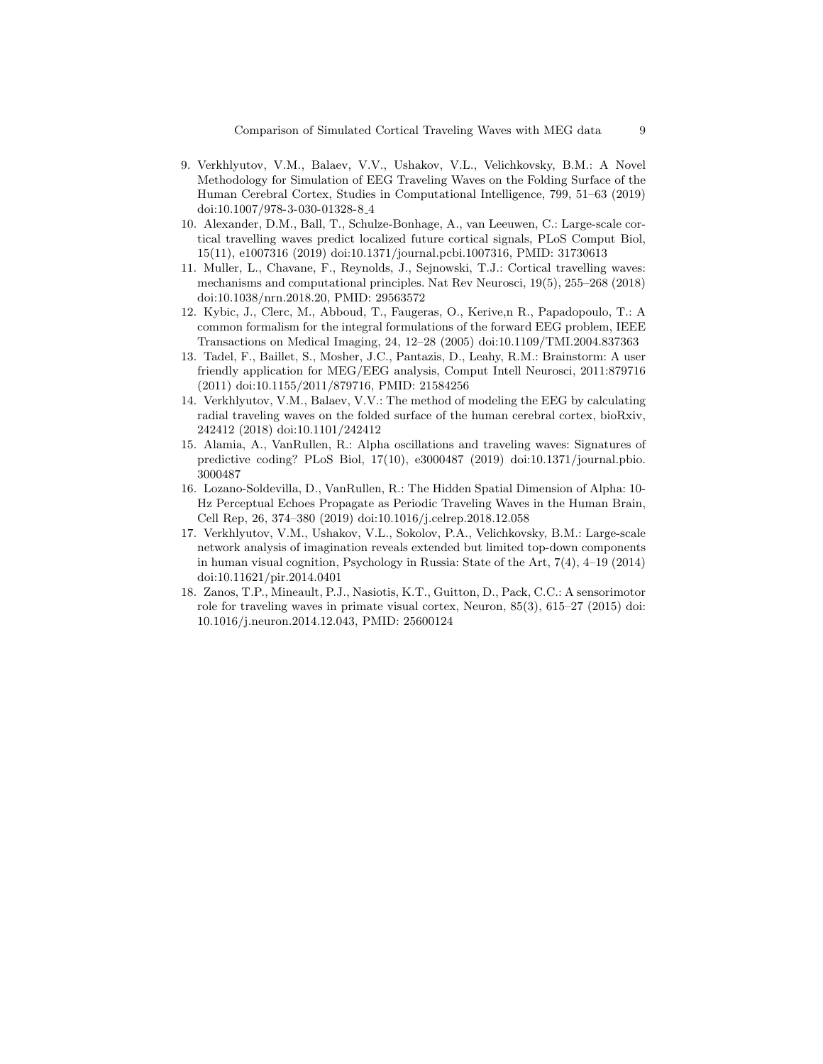9. Verkhlyutov, V.M., Balaev, V.V., Ushakov, V.L., Velichkovsky, B.M.: A Novel Methodology for Simulation of EEG Traveling Waves on the Folding Surface of the Human Cerebral Cortex, Studies in Computational Intelligence, 799, 51–63 (2019) doi:10.1007/978-3-030-01328-8_4
10. Alexander, D.M., Ball, T., Schulze-Bonhage, A., van Leeuwen, C.: Large-scale cortical travelling waves predict localized future cortical signals, PLoS Comput Biol, 15(11), e1007316 (2019) doi:10.1371/journal.pcbi.1007316, PMID: 31730613
11. Muller, L., Chavane, F., Reynolds, J., Sejnowski, T.J.: Cortical travelling waves: mechanisms and computational principles. Nat Rev Neurosci, 19(5), 255–268 (2018) doi:10.1038/nrn.2018.20, PMID: 29563572
12. Kybic, J., Clerc, M., Abboud, T., Faugeras, O., Kerive,n R., Papadopoulo, T.: A common formalism for the integral formulations of the forward EEG problem, IEEE Transactions on Medical Imaging, 24, 12–28 (2005) doi:10.1109/TMI.2004.837363
13. Tadel, F., Baillet, S., Mosher, J.C., Pantazis, D., Leahy, R.M.: Brainstorm: A user friendly application for MEG/EEG analysis, Comput Intell Neurosci, 2011:879716 (2011) doi:10.1155/2011/879716, PMID: 21584256
14. Verkhlyutov, V.M., Balaev, V.V.: The method of modeling the EEG by calculating radial traveling waves on the folded surface of the human cerebral cortex, bioRxiv, 242412 (2018) doi:10.1101/242412
15. Alamia, A., VanRullen, R.: Alpha oscillations and traveling waves: Signatures of predictive coding? PLoS Biol, 17(10), e3000487 (2019) doi:10.1371/journal.pbio.3000487
16. Lozano-Soldevilla, D., VanRullen, R.: The Hidden Spatial Dimension of Alpha: 10-Hz Perceptual Echoes Propagate as Periodic Traveling Waves in the Human Brain, Cell Rep, 26, 374–380 (2019) doi:10.1016/j.celrep.2018.12.058
17. Verkhlyutov, V.M., Ushakov, V.L., Sokolov, P.A., Velichkovsky, B.M.: Large-scale network analysis of imagination reveals extended but limited top-down components in human visual cognition, Psychology in Russia: State of the Art, 7(4), 4–19 (2014) doi:10.11621/pir.2014.0401
18. Zanos, T.P., Mineault, P.J., Nasiotis, K.T., Guitton, D., Pack, C.C.: A sensorimotor role for traveling waves in primate visual cortex, Neuron, 85(3), 615–27 (2015) doi:10.1016/j.neuron.2014.12.043, PMID: 25600124